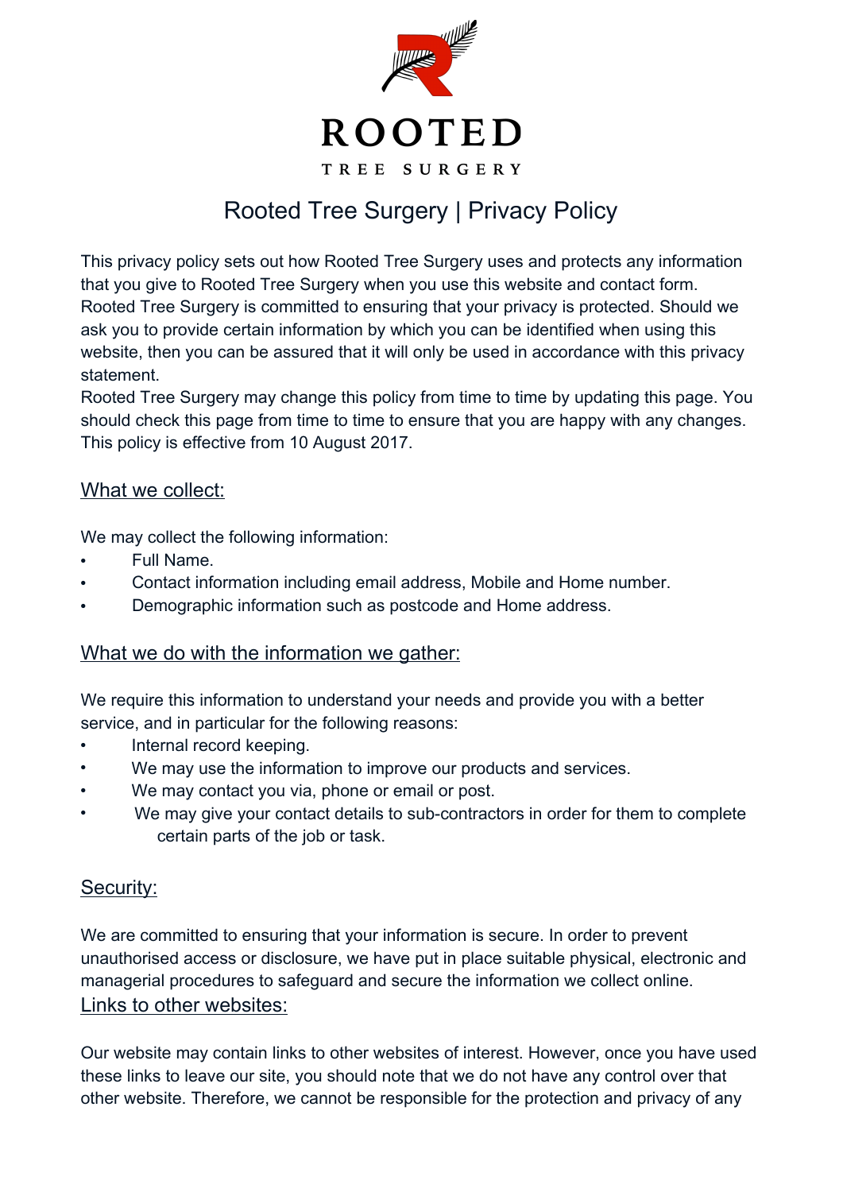ROOTED

TREE SURGERY

# Rooted Tree Surgery | Privacy Policy

This privacy policy sets out how Rooted Tree Surgery uses and protects any information that you give to Rooted Tree Surgery when you use this website and contact form. Rooted Tree Surgery is committed to ensuring that your privacy is protected. Should we ask you to provide certain information by which you can be identified when using this website, then you can be assured that it will only be used in accordance with this privacy statement.
Rooted Tree Surgery may change this policy from time to time by updating this page. You should check this page from time to time to ensure that you are happy with any changes. This policy is effective from 10 August 2017.

## What we collect:

We may collect the following information:

- Full Name.
- Contact information including email address, Mobile and Home number.
- Demographic information such as postcode and Home address.

## What we do with the information we gather:

We require this information to understand your needs and provide you with a better service, and in particular for the following reasons:

- Internal record keeping.
- We may use the information to improve our products and services.
- We may contact you via, phone or email or post.
- We may give your contact details to sub-contractors in order for them to complete certain parts of the job or task.

## Security:

We are committed to ensuring that your information is secure. In order to prevent unauthorised access or disclosure, we have put in place suitable physical, electronic and managerial procedures to safeguard and secure the information we collect online.

## Links to other websites:

Our website may contain links to other websites of interest. However, once you have used these links to leave our site, you should note that we do not have any control over that other website. Therefore, we cannot be responsible for the protection and privacy of any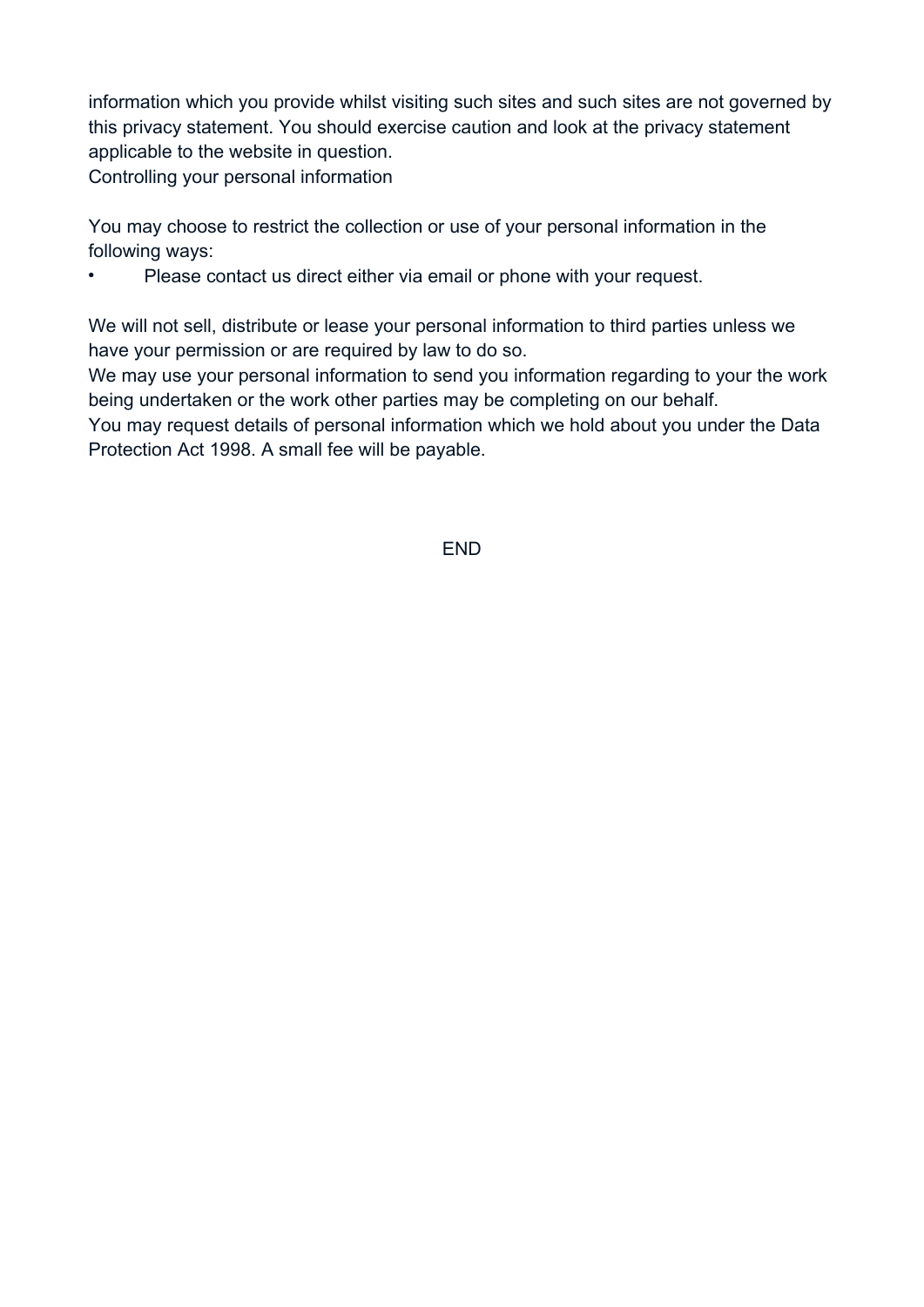information which you provide whilst visiting such sites and such sites are not governed by this privacy statement. You should exercise caution and look at the privacy statement applicable to the website in question.

Controlling your personal information

You may choose to restrict the collection or use of your personal information in the following ways:

- Please contact us direct either via email or phone with your request.

We will not sell, distribute or lease your personal information to third parties unless we have your permission or are required by law to do so.

We may use your personal information to send you information regarding to your the work being undertaken or the work other parties may be completing on our behalf.

You may request details of personal information which we hold about you under the Data Protection Act 1998. A small fee will be payable.

END